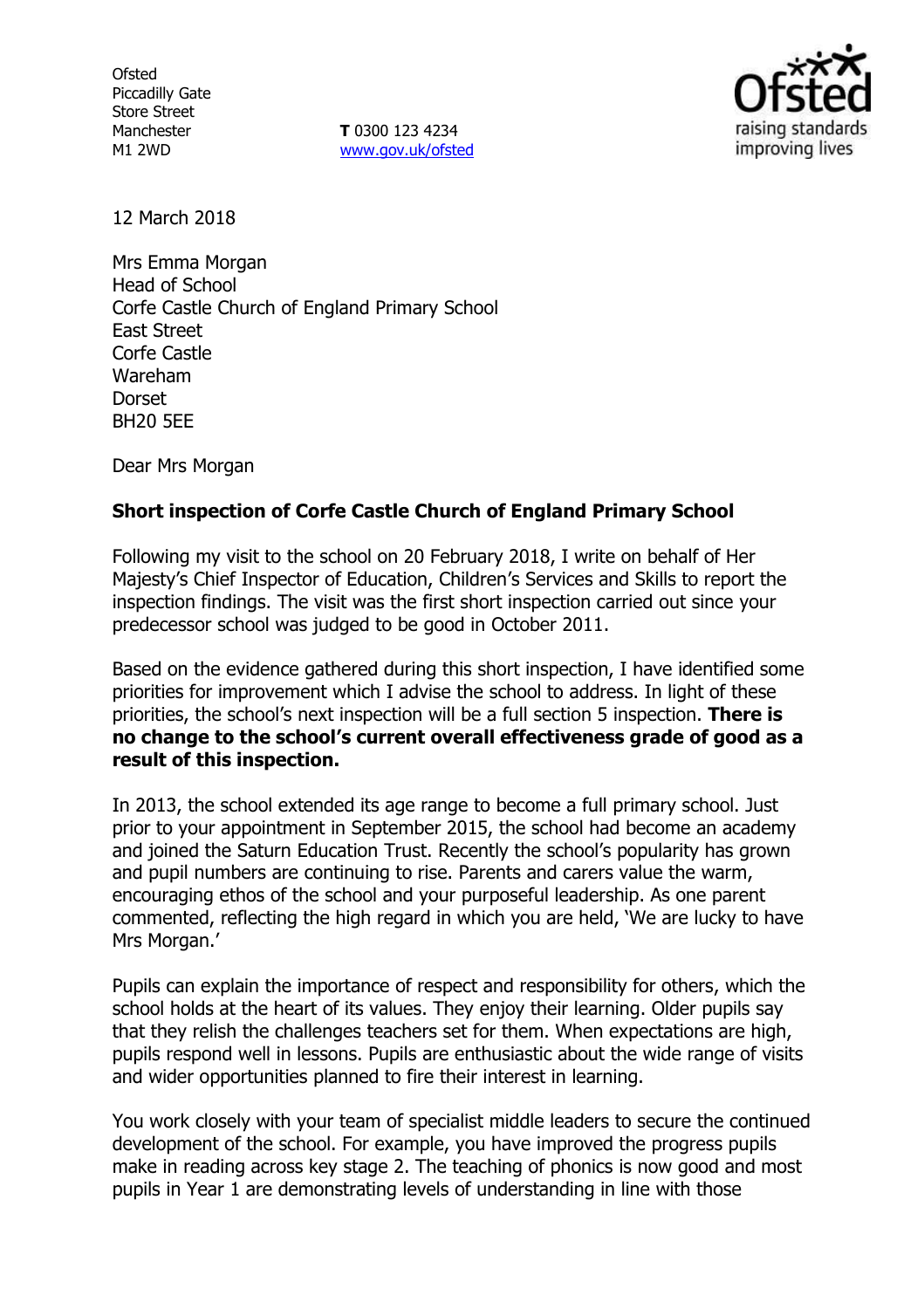Ofsted
Piccadilly Gate
Store Street
Manchester
M1 2WD

**T** 0300 123 4234
www.gov.uk/ofsted

12 March 2018

Mrs Emma Morgan
Head of School
Corfe Castle Church of England Primary School
East Street
Corfe Castle
Wareham
Dorset
BH20 5EE

Dear Mrs Morgan

**Short inspection of Corfe Castle Church of England Primary School**

Following my visit to the school on 20 February 2018, I write on behalf of Her Majesty's Chief Inspector of Education, Children's Services and Skills to report the inspection findings. The visit was the first short inspection carried out since your predecessor school was judged to be good in October 2011.

Based on the evidence gathered during this short inspection, I have identified some priorities for improvement which I advise the school to address. In light of these priorities, the school's next inspection will be a full section 5 inspection. **There is no change to the school's current overall effectiveness grade of good as a result of this inspection.**

In 2013, the school extended its age range to become a full primary school. Just prior to your appointment in September 2015, the school had become an academy and joined the Saturn Education Trust. Recently the school's popularity has grown and pupil numbers are continuing to rise. Parents and carers value the warm, encouraging ethos of the school and your purposeful leadership. As one parent commented, reflecting the high regard in which you are held, 'We are lucky to have Mrs Morgan.'

Pupils can explain the importance of respect and responsibility for others, which the school holds at the heart of its values. They enjoy their learning. Older pupils say that they relish the challenges teachers set for them. When expectations are high, pupils respond well in lessons. Pupils are enthusiastic about the wide range of visits and wider opportunities planned to fire their interest in learning.

You work closely with your team of specialist middle leaders to secure the continued development of the school. For example, you have improved the progress pupils make in reading across key stage 2. The teaching of phonics is now good and most pupils in Year 1 are demonstrating levels of understanding in line with those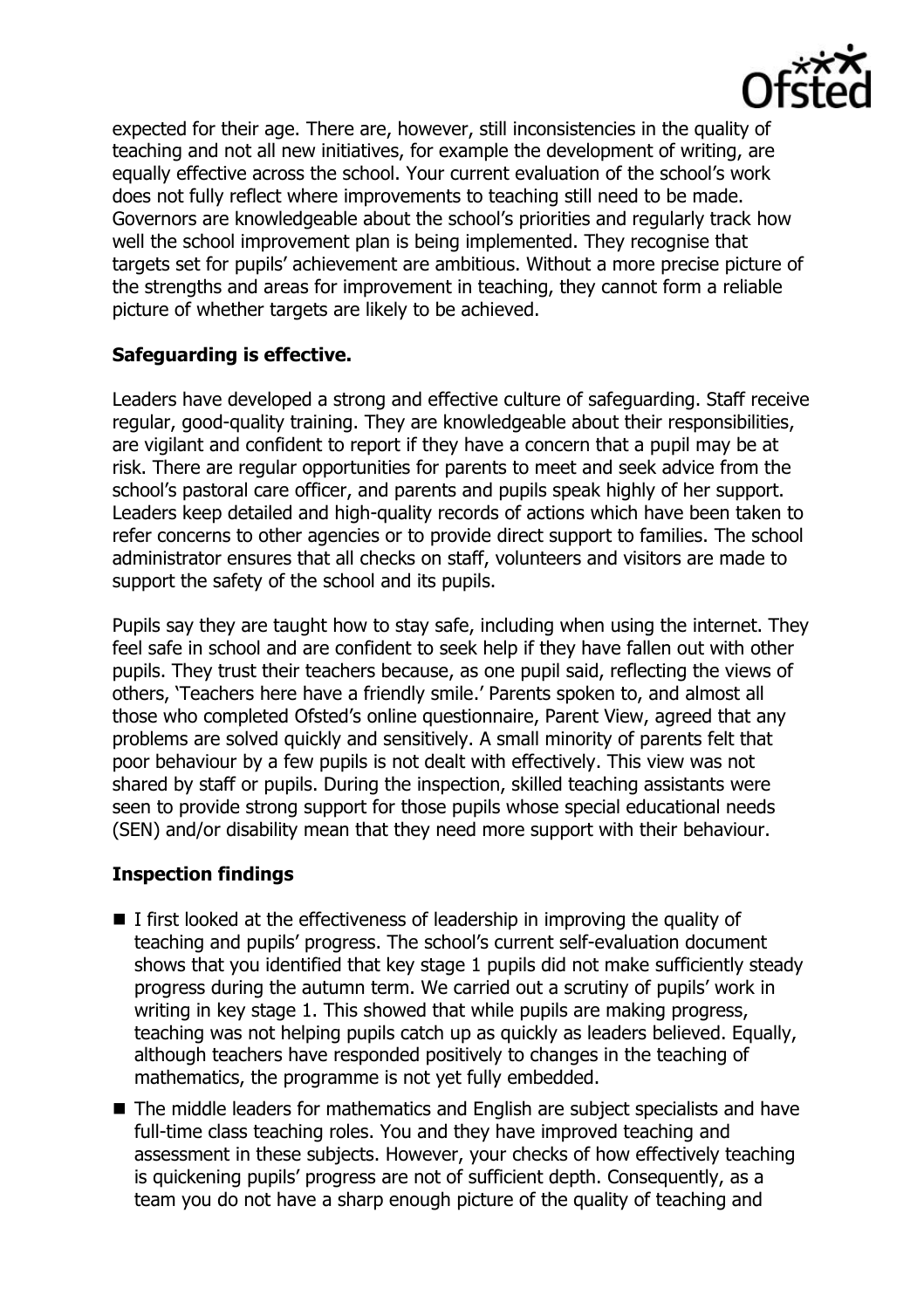expected for their age. There are, however, still inconsistencies in the quality of teaching and not all new initiatives, for example the development of writing, are equally effective across the school. Your current evaluation of the school's work does not fully reflect where improvements to teaching still need to be made. Governors are knowledgeable about the school's priorities and regularly track how well the school improvement plan is being implemented. They recognise that targets set for pupils' achievement are ambitious. Without a more precise picture of the strengths and areas for improvement in teaching, they cannot form a reliable picture of whether targets are likely to be achieved.

## Safeguarding is effective.

Leaders have developed a strong and effective culture of safeguarding. Staff receive regular, good-quality training. They are knowledgeable about their responsibilities, are vigilant and confident to report if they have a concern that a pupil may be at risk. There are regular opportunities for parents to meet and seek advice from the school's pastoral care officer, and parents and pupils speak highly of her support. Leaders keep detailed and high-quality records of actions which have been taken to refer concerns to other agencies or to provide direct support to families. The school administrator ensures that all checks on staff, volunteers and visitors are made to support the safety of the school and its pupils.

Pupils say they are taught how to stay safe, including when using the internet. They feel safe in school and are confident to seek help if they have fallen out with other pupils. They trust their teachers because, as one pupil said, reflecting the views of others, 'Teachers here have a friendly smile.' Parents spoken to, and almost all those who completed Ofsted's online questionnaire, Parent View, agreed that any problems are solved quickly and sensitively. A small minority of parents felt that poor behaviour by a few pupils is not dealt with effectively. This view was not shared by staff or pupils. During the inspection, skilled teaching assistants were seen to provide strong support for those pupils whose special educational needs (SEN) and/or disability mean that they need more support with their behaviour.

## Inspection findings

- I first looked at the effectiveness of leadership in improving the quality of teaching and pupils' progress. The school's current self-evaluation document shows that you identified that key stage 1 pupils did not make sufficiently steady progress during the autumn term. We carried out a scrutiny of pupils' work in writing in key stage 1. This showed that while pupils are making progress, teaching was not helping pupils catch up as quickly as leaders believed. Equally, although teachers have responded positively to changes in the teaching of mathematics, the programme is not yet fully embedded.
- The middle leaders for mathematics and English are subject specialists and have full-time class teaching roles. You and they have improved teaching and assessment in these subjects. However, your checks of how effectively teaching is quickening pupils' progress are not of sufficient depth. Consequently, as a team you do not have a sharp enough picture of the quality of teaching and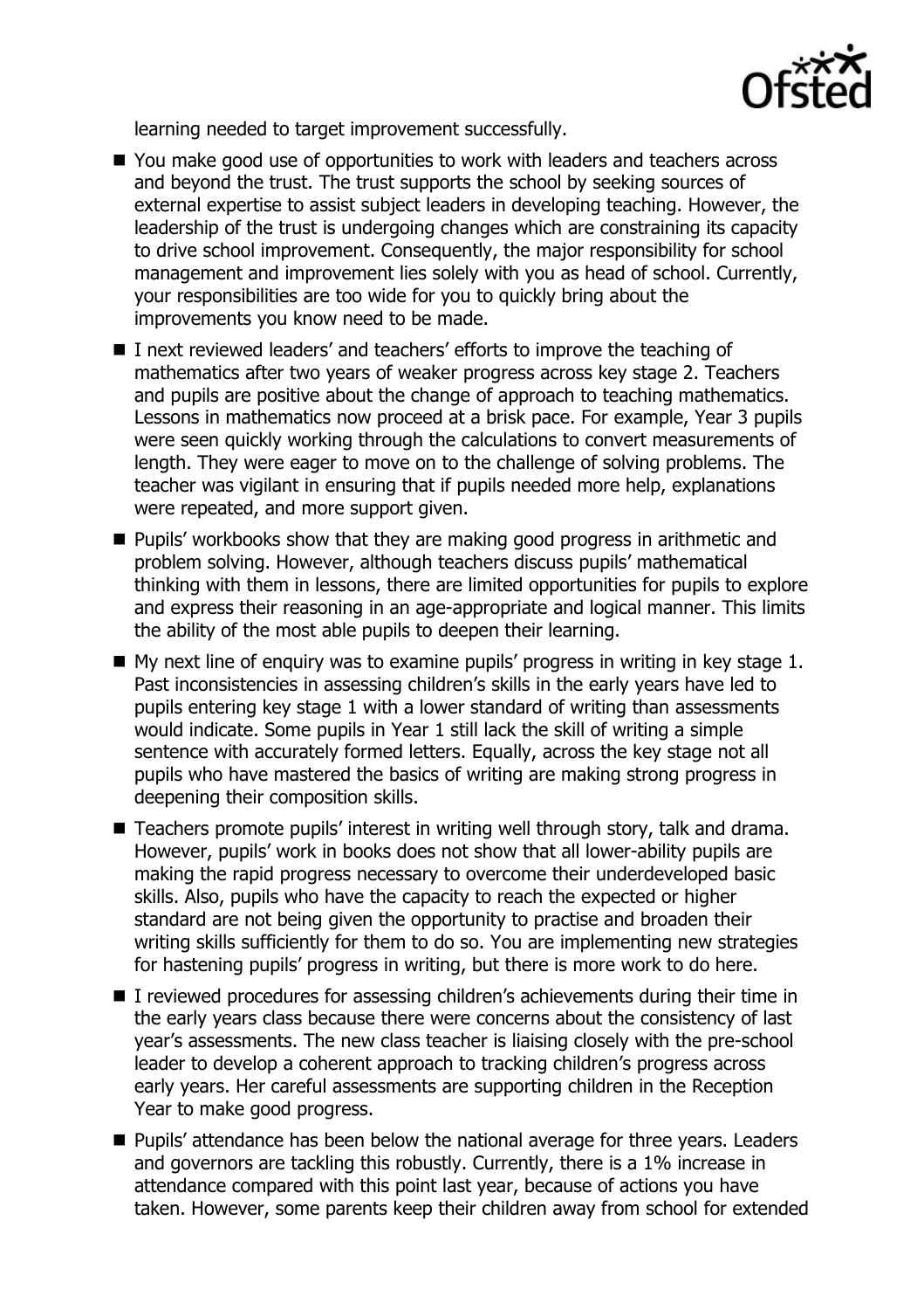learning needed to target improvement successfully.

- You make good use of opportunities to work with leaders and teachers across and beyond the trust. The trust supports the school by seeking sources of external expertise to assist subject leaders in developing teaching. However, the leadership of the trust is undergoing changes which are constraining its capacity to drive school improvement. Consequently, the major responsibility for school management and improvement lies solely with you as head of school. Currently, your responsibilities are too wide for you to quickly bring about the improvements you know need to be made.
- I next reviewed leaders' and teachers' efforts to improve the teaching of mathematics after two years of weaker progress across key stage 2. Teachers and pupils are positive about the change of approach to teaching mathematics. Lessons in mathematics now proceed at a brisk pace. For example, Year 3 pupils were seen quickly working through the calculations to convert measurements of length. They were eager to move on to the challenge of solving problems. The teacher was vigilant in ensuring that if pupils needed more help, explanations were repeated, and more support given.
- Pupils' workbooks show that they are making good progress in arithmetic and problem solving. However, although teachers discuss pupils' mathematical thinking with them in lessons, there are limited opportunities for pupils to explore and express their reasoning in an age-appropriate and logical manner. This limits the ability of the most able pupils to deepen their learning.
- My next line of enquiry was to examine pupils' progress in writing in key stage 1. Past inconsistencies in assessing children's skills in the early years have led to pupils entering key stage 1 with a lower standard of writing than assessments would indicate. Some pupils in Year 1 still lack the skill of writing a simple sentence with accurately formed letters. Equally, across the key stage not all pupils who have mastered the basics of writing are making strong progress in deepening their composition skills.
- Teachers promote pupils' interest in writing well through story, talk and drama. However, pupils' work in books does not show that all lower-ability pupils are making the rapid progress necessary to overcome their underdeveloped basic skills. Also, pupils who have the capacity to reach the expected or higher standard are not being given the opportunity to practise and broaden their writing skills sufficiently for them to do so. You are implementing new strategies for hastening pupils' progress in writing, but there is more work to do here.
- I reviewed procedures for assessing children's achievements during their time in the early years class because there were concerns about the consistency of last year's assessments. The new class teacher is liaising closely with the pre-school leader to develop a coherent approach to tracking children's progress across early years. Her careful assessments are supporting children in the Reception Year to make good progress.
- Pupils' attendance has been below the national average for three years. Leaders and governors are tackling this robustly. Currently, there is a 1% increase in attendance compared with this point last year, because of actions you have taken. However, some parents keep their children away from school for extended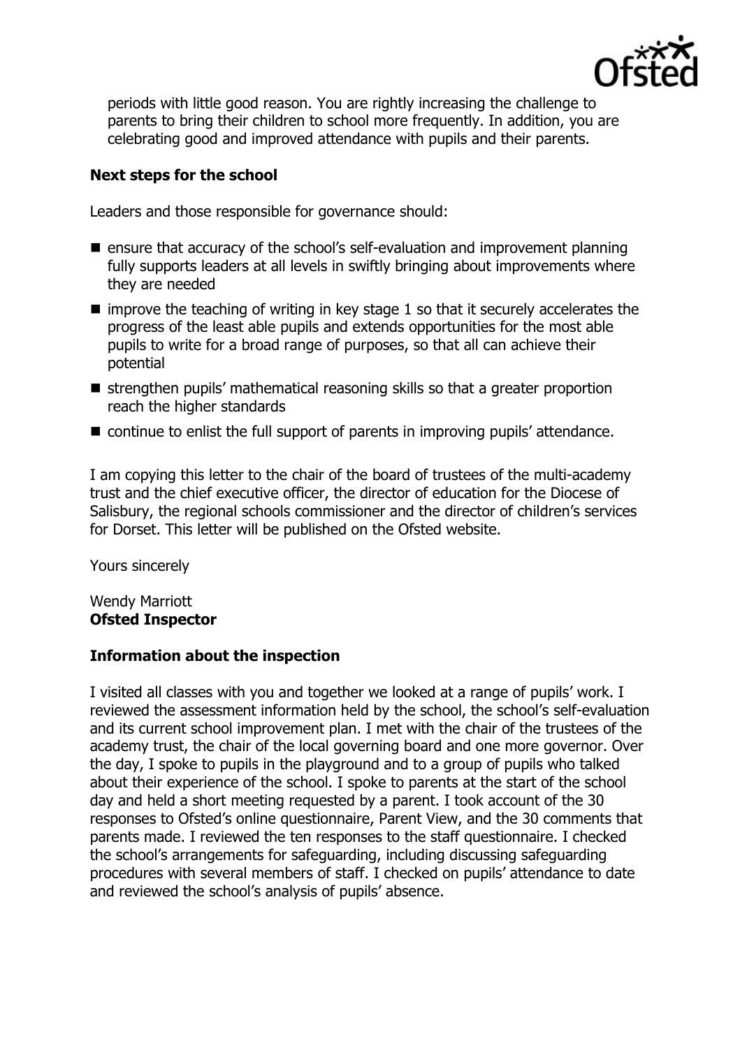periods with little good reason. You are rightly increasing the challenge to parents to bring their children to school more frequently. In addition, you are celebrating good and improved attendance with pupils and their parents.

**Next steps for the school**

Leaders and those responsible for governance should:

- ensure that accuracy of the school's self-evaluation and improvement planning fully supports leaders at all levels in swiftly bringing about improvements where they are needed
- improve the teaching of writing in key stage 1 so that it securely accelerates the progress of the least able pupils and extends opportunities for the most able pupils to write for a broad range of purposes, so that all can achieve their potential
- strengthen pupils' mathematical reasoning skills so that a greater proportion reach the higher standards
- continue to enlist the full support of parents in improving pupils' attendance.

I am copying this letter to the chair of the board of trustees of the multi-academy trust and the chief executive officer, the director of education for the Diocese of Salisbury, the regional schools commissioner and the director of children's services for Dorset. This letter will be published on the Ofsted website.

Yours sincerely

Wendy Marriott
**Ofsted Inspector**

**Information about the inspection**

I visited all classes with you and together we looked at a range of pupils' work. I reviewed the assessment information held by the school, the school's self-evaluation and its current school improvement plan. I met with the chair of the trustees of the academy trust, the chair of the local governing board and one more governor. Over the day, I spoke to pupils in the playground and to a group of pupils who talked about their experience of the school. I spoke to parents at the start of the school day and held a short meeting requested by a parent. I took account of the 30 responses to Ofsted's online questionnaire, Parent View, and the 30 comments that parents made. I reviewed the ten responses to the staff questionnaire. I checked the school's arrangements for safeguarding, including discussing safeguarding procedures with several members of staff. I checked on pupils' attendance to date and reviewed the school's analysis of pupils' absence.